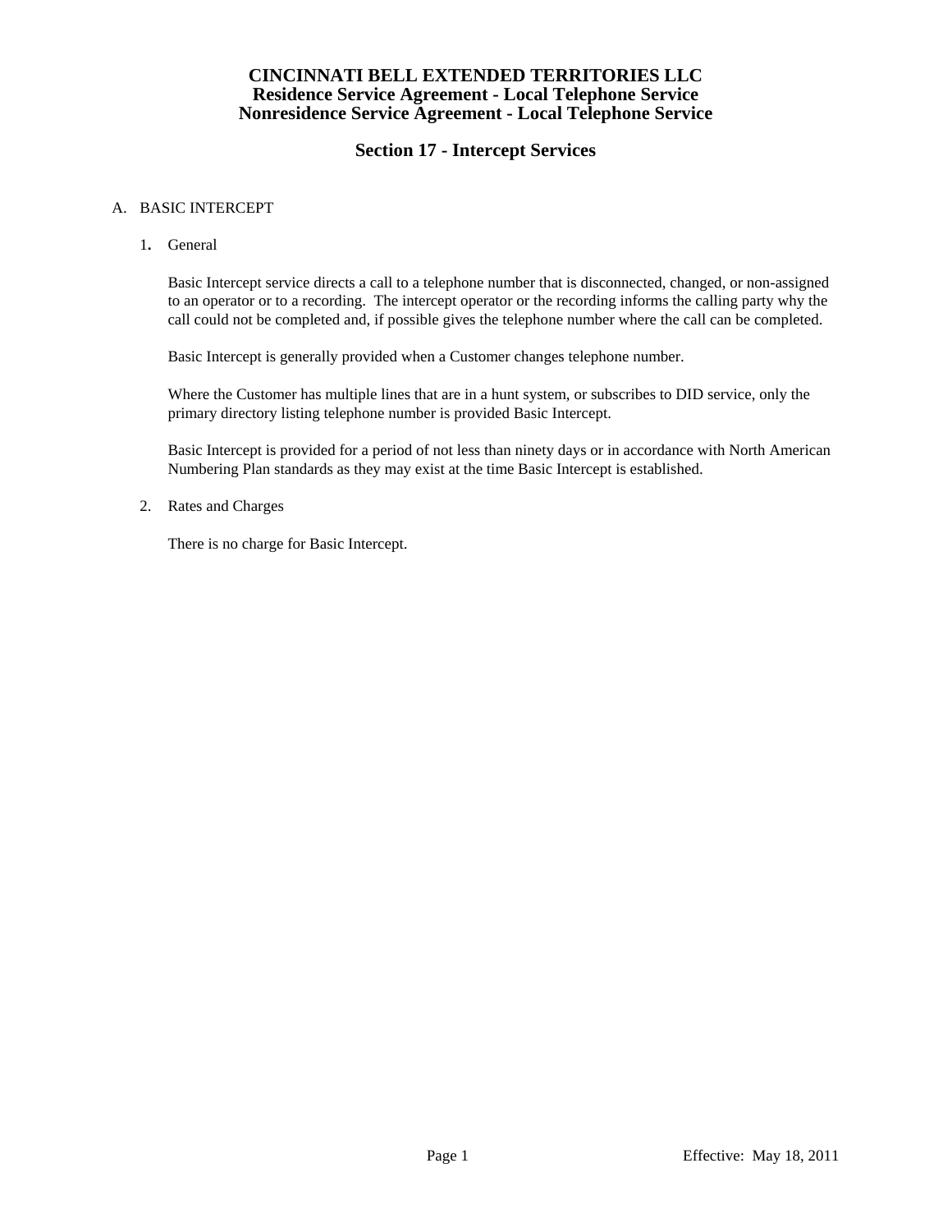# CINCINNATI BELL EXTENDED TERRITORIES LLC
## Residence Service Agreement - Local Telephone Service
## Nonresidence Service Agreement - Local Telephone Service

## Section 17 - Intercept Services

A. BASIC INTERCEPT

1. General

   Basic Intercept service directs a call to a telephone number that is disconnected, changed, or non-assigned to an operator or to a recording. The intercept operator or the recording informs the calling party why the call could not be completed and, if possible gives the telephone number where the call can be completed.

   Basic Intercept is generally provided when a Customer changes telephone number.

   Where the Customer has multiple lines that are in a hunt system, or subscribes to DID service, only the primary directory listing telephone number is provided Basic Intercept.

   Basic Intercept is provided for a period of not less than ninety days or in accordance with North American Numbering Plan standards as they may exist at the time Basic Intercept is established.

2. Rates and Charges

   There is no charge for Basic Intercept.

Effective: May 18, 2011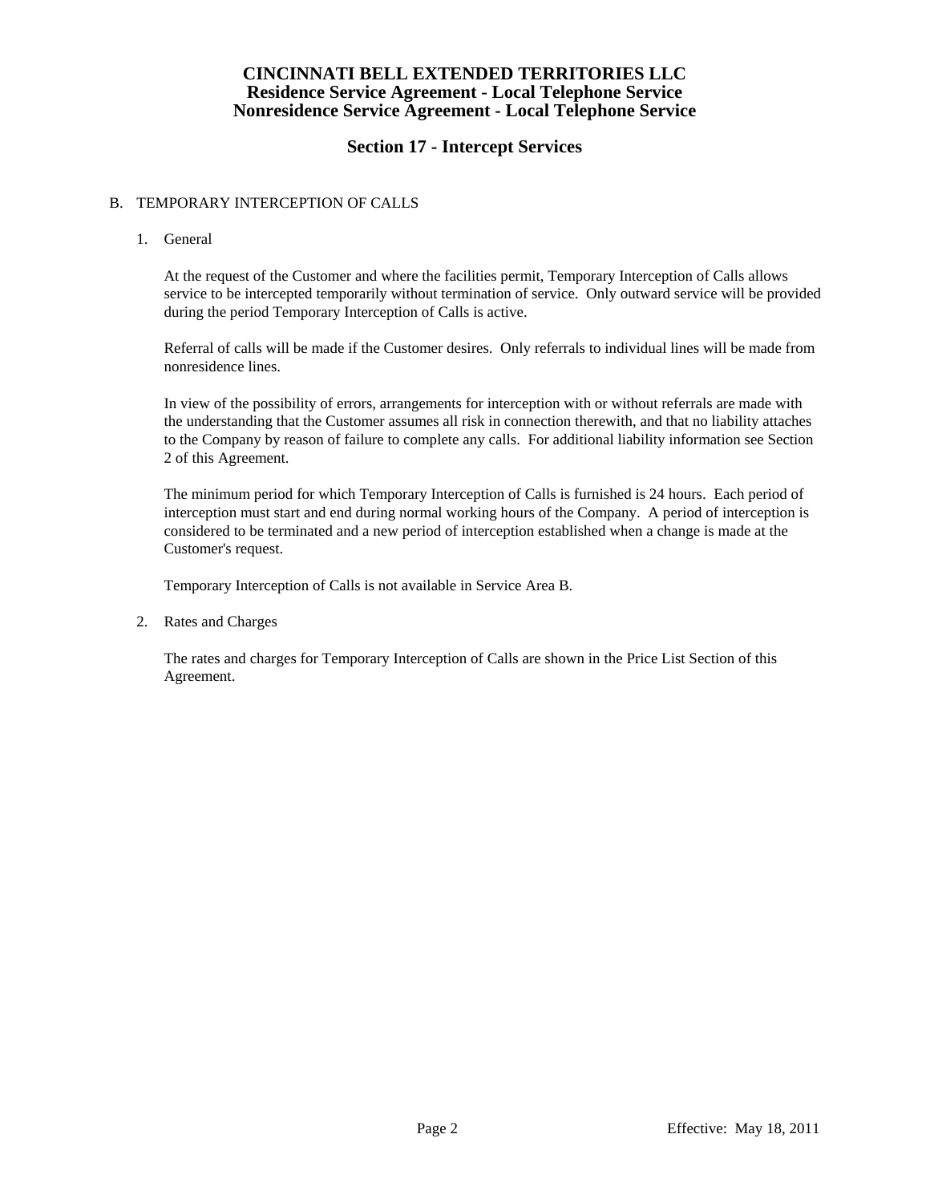# CINCINNATI BELL EXTENDED TERRITORIES LLC
# Residence Service Agreement - Local Telephone Service
# Nonresidence Service Agreement - Local Telephone Service

## Section 17 - Intercept Services

B. TEMPORARY INTERCEPTION OF CALLS

1. General

   At the request of the Customer and where the facilities permit, Temporary Interception of Calls allows service to be intercepted temporarily without termination of service. Only outward service will be provided during the period Temporary Interception of Calls is active.

   Referral of calls will be made if the Customer desires. Only referrals to individual lines will be made from nonresidence lines.

   In view of the possibility of errors, arrangements for interception with or without referrals are made with the understanding that the Customer assumes all risk in connection therewith, and that no liability attaches to the Company by reason of failure to complete any calls. For additional liability information see Section 2 of this Agreement.

   The minimum period for which Temporary Interception of Calls is furnished is 24 hours. Each period of interception must start and end during normal working hours of the Company. A period of interception is considered to be terminated and a new period of interception established when a change is made at the Customer's request.

   Temporary Interception of Calls is not available in Service Area B.

2. Rates and Charges

   The rates and charges for Temporary Interception of Calls are shown in the Price List Section of this Agreement.

Effective: May 18, 2011